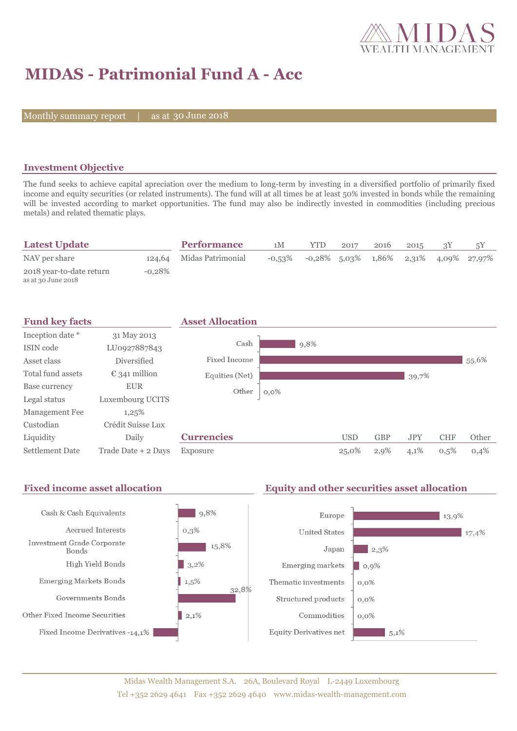MIDAS WEALTH MANAGEMENT

# MIDAS - Patrimonial Fund A - Acc

Monthly summary report | as at 30 June 2018

## Investment Objective

The fund seeks to achieve capital apreciation over the medium to long-term by investing in a diversified portfolio of primarily fixed income and equity securities (or related instruments). The fund will at all times be at least 50% invested in bonds while the remaining will be invested according to market opportunities. The fund may also be indirectly invested in commodities (including precious metals) and related thematic plays.

## Latest Update

| | |
|---|---|
| NAV per share | 124,64 |
| 2018 year-to-date return (as at 30 June 2018) | -0,28% |

## Performance

| | 1M | YTD | 2017 | 2016 | 2015 | 3Y | 5Y |
|---|---|---|---|---|---|---|---|
| Midas Patrimonial | -0,53% | -0,28% | 5,03% | 1,86% | 2,31% | 4,09% | 27,97% |

## Fund key facts

| | |
|---|---|
| Inception date * | 31 May 2013 |
| ISIN code | LU0927887843 |
| Asset class | Diversified |
| Total fund assets | € 341 million |
| Base currency | EUR |
| Legal status | Luxembourg UCITS |
| Management Fee | 1,25% |
| Custodian | Crédit Suisse Lux |
| Liquidity | Daily |
| Settlement Date | Trade Date + 2 Days |

## Asset Allocation

| | |
|---|---|
| Cash | 9,8% |
| Fixed Income | 55,6% |
| Equities (Net) | 39,7% |
| Other | 0,0% |

## Currencies

| | USD | GBP | JPY | CHF | Other |
|---|---|---|---|---|---|
| Exposure | 25,0% | 2,9% | 4,1% | 0,5% | 0,4% |

## Fixed income asset allocation

| | |
|---|---|
| Cash & Cash Equivalents | 9,8% |
| Accrued Interests | 0,3% |
| Investment Grade Corporate Bonds | 15,8% |
| High Yield Bonds | 3,2% |
| Emerging Markets Bonds | 1,5% |
| Governments Bonds | 32,8% |
| Other Fixed Income Securities | 2,1% |
| Fixed Income Derivatives | -14,1% |

## Equity and other securities asset allocation

| | |
|---|---|
| Europe | 13,9% |
| United States | 17,4% |
| Japan | 2,3% |
| Emerging markets | 0,9% |
| Thematic investments | 0,0% |
| Structured products | 0,0% |
| Commodities | 0,0% |
| Equity Derivatives net | 5,1% |

Midas Wealth Management S.A. 26A, Boulevard Royal L-2449 Luxembourg
Tel +352 2629 4641 Fax +352 2629 4640 www.midas-wealth-management.com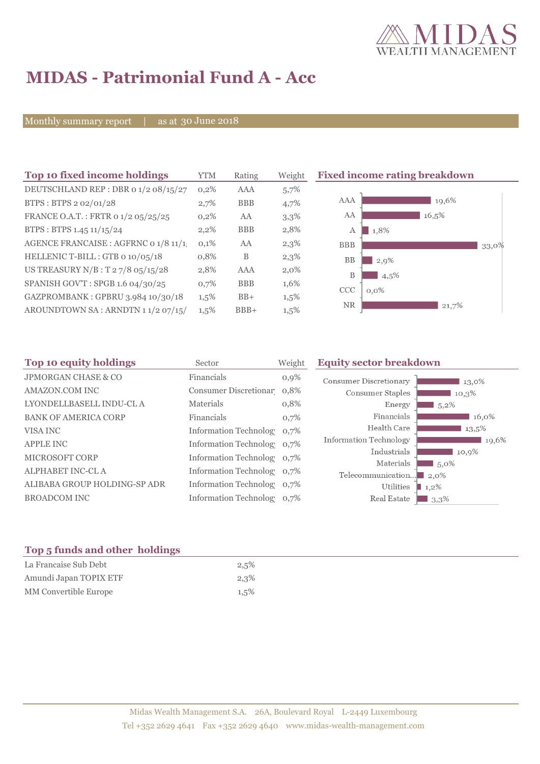# MIDAS - Patrimonial Fund A - Acc

Monthly summary report | as at 30 June 2018

## Top 10 fixed income holdings

| Top 10 fixed income holdings | YTM | Rating | Weight |
|---|---|---|---|
| DEUTSCHLAND REP : DBR 0 1/2 08/15/27 | 0,2% | AAA | 5,7% |
| BTPS : BTPS 2 02/01/28 | 2,7% | BBB | 4,7% |
| FRANCE O.A.T. : FRTR 0 1/2 05/25/25 | 0,2% | AA | 3,3% |
| BTPS : BTPS 1.45 11/15/24 | 2,2% | BBB | 2,8% |
| AGENCE FRANCAISE : AGFRNC 0 1/8 11/1 | 0,1% | AA | 2,3% |
| HELLENIC T-BILL : GTB 0 10/05/18 | 0,8% | B | 2,3% |
| US TREASURY N/B : T 2 7/8 05/15/28 | 2,8% | AAA | 2,0% |
| SPANISH GOV'T : SPGB 1.6 04/30/25 | 0,7% | BBB | 1,6% |
| GAZPROMBANK : GPBRU 3.984 10/30/18 | 1,5% | BB+ | 1,5% |
| AROUNDTOWN SA : ARNDTN 1 1/2 07/15/ | 1,5% | BBB+ | 1,5% |

## Fixed income rating breakdown

| Rating | Weight |
|---|---|
| AAA | 19,6% |
| AA | 16,5% |
| A | 1,8% |
| BBB | 33,0% |
| BB | 2,9% |
| B | 4,5% |
| CCC | 0,0% |
| NR | 21,7% |

## Top 10 equity holdings

| Top 10 equity holdings | Sector | Weight |
|---|---|---|
| JPMORGAN CHASE & CO | Financials | 0,9% |
| AMAZON.COM INC | Consumer Discretionar | 0,8% |
| LYONDELLBASELL INDU-CL A | Materials | 0,8% |
| BANK OF AMERICA CORP | Financials | 0,7% |
| VISA INC | Information Technolog | 0,7% |
| APPLE INC | Information Technolog | 0,7% |
| MICROSOFT CORP | Information Technolog | 0,7% |
| ALPHABET INC-CL A | Information Technolog | 0,7% |
| ALIBABA GROUP HOLDING-SP ADR | Information Technolog | 0,7% |
| BROADCOM INC | Information Technolog | 0,7% |

## Equity sector breakdown

| Sector | Weight |
|---|---|
| Consumer Discretionary | 13,0% |
| Consumer Staples | 10,3% |
| Energy | 5,2% |
| Financials | 16,0% |
| Health Care | 13,5% |
| Information Technology | 19,6% |
| Industrials | 10,9% |
| Materials | 5,0% |
| Telecommunication... | 2,0% |
| Utilities | 1,2% |
| Real Estate | 3,3% |

## Top 5 funds and other holdings

| Top 5 funds and other holdings | |
|---|---|
| La Francaise Sub Debt | 2,5% |
| Amundi Japan TOPIX ETF | 2,3% |
| MM Convertible Europe | 1,5% |

Midas Wealth Management S.A. 26A, Boulevard Royal L-2449 Luxembourg
Tel +352 2629 4641 Fax +352 2629 4640 www.midas-wealth-management.com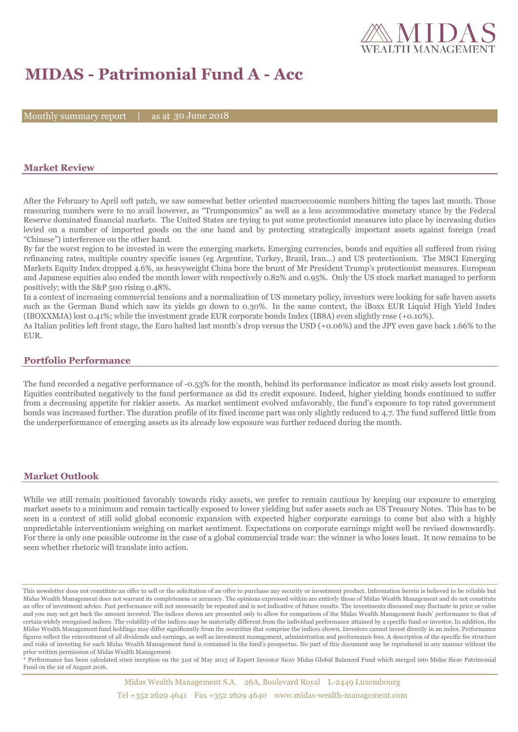# MIDAS - Patrimonial Fund A - Acc

Monthly summary report | as at 30 June 2018

## Market Review

After the February to April soft patch, we saw somewhat better oriented macroeconomic numbers hitting the tapes last month. Those reassuring numbers were to no avail however, as "Trumponomics" as well as a less accommodative monetary stance by the Federal Reserve dominated financial markets. The United States are trying to put some protectionist measures into place by increasing duties levied on a number of imported goods on the one hand and by protecting strategically important assets against foreign (read "Chinese") interference on the other hand.

By far the worst region to be invested in were the emerging markets. Emerging currencies, bonds and equities all suffered from rising refinancing rates, multiple country specific issues (eg Argentine, Turkey, Brazil, Iran...) and US protectionism. The MSCI Emerging Markets Equity Index dropped 4.6%, as heavyweight China bore the brunt of Mr President Trump's protectionist measures. European and Japanese equities also ended the month lower with respectively 0.82% and 0.95%. Only the US stock market managed to perform positively; with the S&P 500 rising 0.48%.

In a context of increasing commercial tensions and a normalization of US monetary policy, investors were looking for safe haven assets such as the German Bund which saw its yields go down to 0.30%. In the same context, the iBoxx EUR Liquid High Yield Index (IBOXXMJA) lost 0.41%; while the investment grade EUR corporate bonds Index (IB8A) even slightly rose (+0.10%).

As Italian politics left front stage, the Euro halted last month's drop versus the USD (+0.06%) and the JPY even gave back 1.66% to the EUR.

## Portfolio Performance

The fund recorded a negative performance of -0.53% for the month, behind its performance indicator as most risky assets lost ground. Equities contributed negatively to the fund performance as did its credit exposure. Indeed, higher yielding bonds continued to suffer from a decreasing appetite for riskier assets. As market sentiment evolved unfavorably, the fund's exposure to top rated government bonds was increased further. The duration profile of its fixed income part was only slightly reduced to 4.7. The fund suffered little from the underperformance of emerging assets as its already low exposure was further reduced during the month.

## Market Outlook

While we still remain positioned favorably towards risky assets, we prefer to remain cautious by keeping our exposure to emerging market assets to a minimum and remain tactically exposed to lower yielding but safer assets such as US Treasury Notes. This has to be seen in a context of still solid global economic expansion with expected higher corporate earnings to come but also with a highly unpredictable interventionism weighing on market sentiment. Expectations on corporate earnings might well be revised downwardly. For there is only one possible outcome in the case of a global commercial trade war: the winner is who loses least. It now remains to be seen whether rhetoric will translate into action.

This newsletter does not constitute an offer to sell or the solicitation of an offer to purchase any security or investment product. Information herein is believed to be reliable but Midas Wealth Management does not warrant its completeness or accuracy. The opinions expressed within are entirely those of Midas Wealth Management and do not constitute an offer of investment advice. Past performance will not necessarily be repeated and is not indicative of future results. The investments discussed may fluctuate in price or value and you may not get back the amount invested. The indices shown are presented only to allow for comparison of the Midas Wealth Management funds' performance to that of certain widely recognised indices. The volatility of the indices may be materially different from the individual performance attained by a specific fund or investor. In addition, the Midas Wealth Management fund holdings may differ significantly from the securities that comprise the indices shown. Investors cannot invest directly in an index. Performance figures reflect the reinvestment of all dividends and earnings, as well as investment management, administration and performance fees. A description of the specific fee structure and risks of investing for each Midas Wealth Management fund is contained in the fund's prospectus. No part of this document may be reproduced in any manner without the prior written permission of Midas Wealth Management.

* Performance has been calculated since inception on the 31st of May 2013 of Expert Investor Sicav Midas Global Balanced Fund which merged into Midas Sicav Patrimonial Fund on the 1st of August 2016.

Midas Wealth Management S.A. 26A, Boulevard Royal L-2449 Luxembourg

Tel +352 2629 4641 Fax +352 2629 4640 www.midas-wealth-management.com